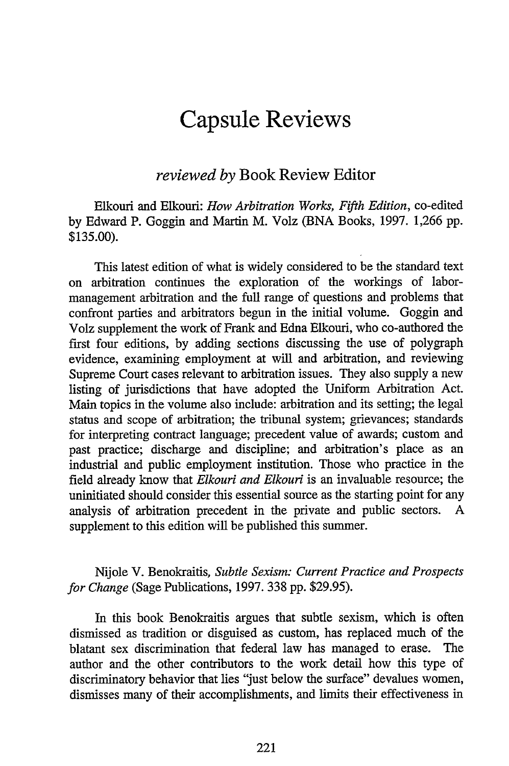# Capsule Reviews

*reviewed by* Book Review Editor

Elkouri and Elkouri: *How Arbitration Works, Fifth Edition*, co-edited by Edward P. Goggin and Martin M. Volz (BNA Books, 1997. 1,266 pp. $135.00).

This latest edition of what is widely considered to be the standard text on arbitration continues the exploration of the workings of labor-management arbitration and the full range of questions and problems that confront parties and arbitrators begun in the initial volume. Goggin and Volz supplement the work of Frank and Edna Elkouri, who co-authored the first four editions, by adding sections discussing the use of polygraph evidence, examining employment at will and arbitration, and reviewing Supreme Court cases relevant to arbitration issues. They also supply a new listing of jurisdictions that have adopted the Uniform Arbitration Act. Main topics in the volume also include: arbitration and its setting; the legal status and scope of arbitration; the tribunal system; grievances; standards for interpreting contract language; precedent value of awards; custom and past practice; discharge and discipline; and arbitration's place as an industrial and public employment institution. Those who practice in the field already know that *Elkouri and Elkouri* is an invaluable resource; the uninitiated should consider this essential source as the starting point for any analysis of arbitration precedent in the private and public sectors. A supplement to this edition will be published this summer.

Nijole V. Benokraitis, *Subtle Sexism: Current Practice and Prospects for Change* (Sage Publications, 1997. 338 pp. $29.95).

In this book Benokraitis argues that subtle sexism, which is often dismissed as tradition or disguised as custom, has replaced much of the blatant sex discrimination that federal law has managed to erase. The author and the other contributors to the work detail how this type of discriminatory behavior that lies "just below the surface" devalues women, dismisses many of their accomplishments, and limits their effectiveness in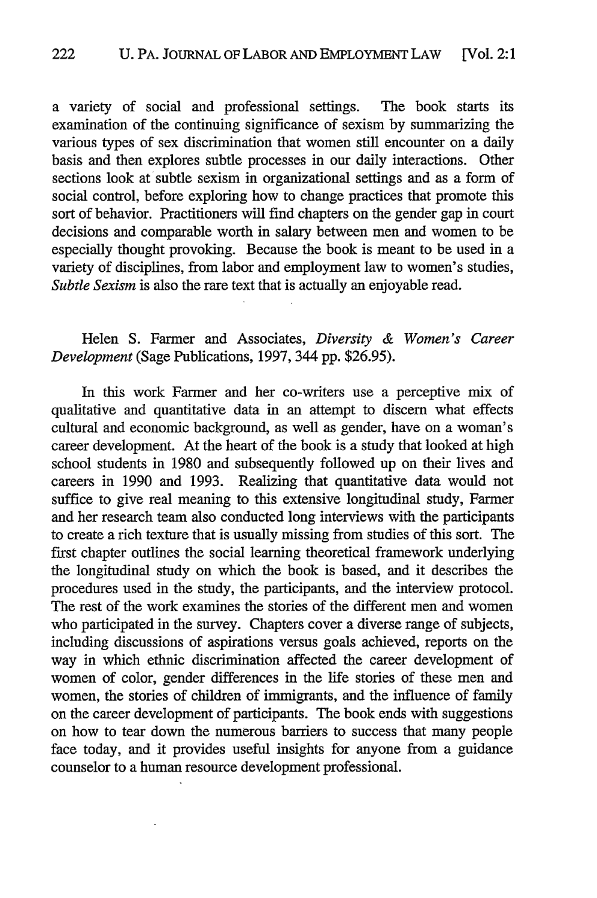a variety of social and professional settings. The book starts its examination of the continuing significance of sexism by summarizing the various types of sex discrimination that women still encounter on a daily basis and then explores subtle processes in our daily interactions. Other sections look at subtle sexism in organizational settings and as a form of social control, before exploring how to change practices that promote this sort of behavior. Practitioners will find chapters on the gender gap in court decisions and comparable worth in salary between men and women to be especially thought provoking. Because the book is meant to be used in a variety of disciplines, from labor and employment law to women's studies, *Subtle Sexism* is also the rare text that is actually an enjoyable read.

Helen S. Farmer and Associates, *Diversity & Women's Career Development* (Sage Publications, 1997, 344 pp. $26.95).

In this work Farmer and her co-writers use a perceptive mix of qualitative and quantitative data in an attempt to discern what effects cultural and economic background, as well as gender, have on a woman's career development. At the heart of the book is a study that looked at high school students in 1980 and subsequently followed up on their lives and careers in 1990 and 1993. Realizing that quantitative data would not suffice to give real meaning to this extensive longitudinal study, Farmer and her research team also conducted long interviews with the participants to create a rich texture that is usually missing from studies of this sort. The first chapter outlines the social learning theoretical framework underlying the longitudinal study on which the book is based, and it describes the procedures used in the study, the participants, and the interview protocol. The rest of the work examines the stories of the different men and women who participated in the survey. Chapters cover a diverse range of subjects, including discussions of aspirations versus goals achieved, reports on the way in which ethnic discrimination affected the career development of women of color, gender differences in the life stories of these men and women, the stories of children of immigrants, and the influence of family on the career development of participants. The book ends with suggestions on how to tear down the numerous barriers to success that many people face today, and it provides useful insights for anyone from a guidance counselor to a human resource development professional.